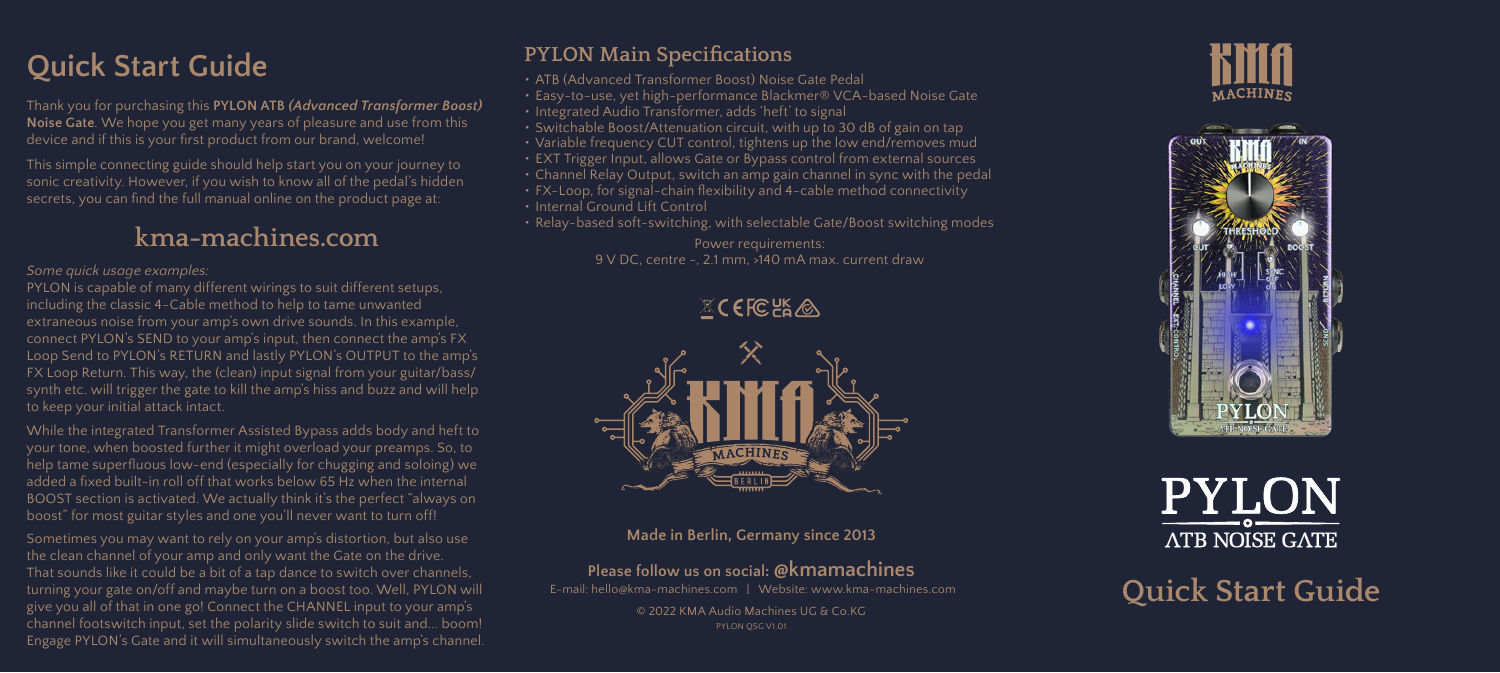# Quick Start Guide

Thank you for purchasing this **PYLON ATB *(Advanced Transformer Boost)* Noise Gate**. We hope you get many years of pleasure and use from this device and if this is your first product from our brand, welcome!

This simple connecting guide should help start you on your journey to sonic creativity. However, if you wish to know all of the pedal's hidden secrets, you can find the full manual online on the product page at:

## kma-machines.com

*Some quick usage examples:*

PYLON is capable of many different wirings to suit different setups, including the classic 4-Cable method to help to tame unwanted extraneous noise from your amp's own drive sounds. In this example, connect PYLON's SEND to your amp's input, then connect the amp's FX Loop Send to PYLON's RETURN and lastly PYLON's OUTPUT to the amp's FX Loop Return. This way, the (clean) input signal from your guitar/bass/synth etc. will trigger the gate to kill the amp's hiss and buzz and will help to keep your initial attack intact.

While the integrated Transformer Assisted Bypass adds body and heft to your tone, when boosted further it might overload your preamps. So, to help tame superfluous low-end (especially for chugging and soloing) we added a fixed built-in roll off that works below 65 Hz when the internal BOOST section is activated. We actually think it's the perfect "always on boost" for most guitar styles and one you'll never want to turn off!

Sometimes you may want to rely on your amp's distortion, but also use the clean channel of your amp and only want the Gate on the drive. That sounds like it could be a bit of a tap dance to switch over channels, turning your gate on/off and maybe turn on a boost too. Well, PYLON will give you all of that in one go! Connect the CHANNEL input to your amp's channel footswitch input, set the polarity slide switch to suit and... boom! Engage PYLON's Gate and it will simultaneously switch the amp's channel.

## PYLON Main Specifications

- ATB (Advanced Transformer Boost) Noise Gate Pedal
- Easy-to-use, yet high-performance Blackmer® VCA-based Noise Gate
- Integrated Audio Transformer, adds 'heft' to signal
- Switchable Boost/Attenuation circuit, with up to 30 dB of gain on tap
- Variable frequency CUT control, tightens up the low end/removes mud
- EXT Trigger Input, allows Gate or Bypass control from external sources
- Channel Relay Output, switch an amp gain channel in sync with the pedal
- FX-Loop, for signal-chain flexibility and 4-cable method connectivity
- Internal Ground Lift Control
- Relay-based soft-switching, with selectable Gate/Boost switching modes

Power requirements:
9 V DC, centre -, 2.1 mm, >140 mA max. current draw

**Made in Berlin, Germany since 2013**

**Please follow us on social: @kmamachines**

E-mail: hello@kma-machines.com | Website: www.kma-machines.com

© 2022 KMA Audio Machines UG & Co.KG
PYLON QSG V1.01

# PYLON
## ATB NOISE GATE

# Quick Start Guide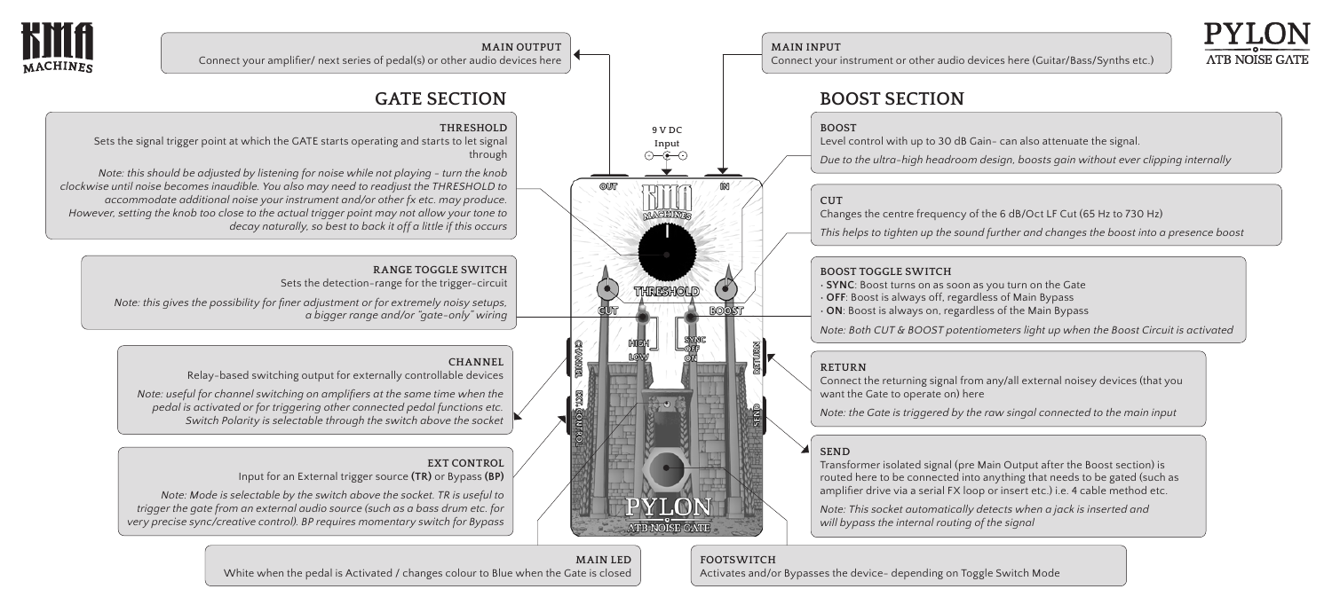# PYLON

ATB NOISE GATE

## GATE SECTION

### MAIN OUTPUT

Connect your amplifier/ next series of pedal(s) or other audio devices here

### THRESHOLD

Sets the signal trigger point at which the GATE starts operating and starts to let signal through

*Note: this should be adjusted by listening for noise while not playing - turn the knob clockwise until noise becomes inaudible. You also may need to readjust the THRESHOLD to accommodate additional noise your instrument and/or other fx etc. may produce. However, setting the knob too close to the actual trigger point may not allow your tone to decay naturally, so best to back it off a little if this occurs*

### RANGE TOGGLE SWITCH

Sets the detection-range for the trigger-circuit

*Note: this gives the possibility for finer adjustment or for extremely noisy setups, a bigger range and/or "gate-only" wiring*

### CHANNEL

Relay-based switching output for externally controllable devices

*Note: useful for channel switching on amplifiers at the same time when the pedal is activated or for triggering other connected pedal functions etc. Switch Polarity is selectable through the switch above the socket*

### EXT CONTROL

Input for an External trigger source **(TR)** or Bypass **(BP)**

*Note: Mode is selectable by the switch above the socket. TR is useful to trigger the gate from an external audio source (such as a bass drum etc. for very precise sync/creative control). BP requires momentary switch for Bypass*

### MAIN LED

White when the pedal is Activated / changes colour to Blue when the Gate is closed

9 V DC Input

## BOOST SECTION

### MAIN INPUT

Connect your instrument or other audio devices here (Guitar/Bass/Synths etc.)

### BOOST

Level control with up to 30 dB Gain- can also attenuate the signal.

*Due to the ultra-high headroom design, boosts gain without ever clipping internally*

### CUT

Changes the centre frequency of the 6 dB/Oct LF Cut (65 Hz to 730 Hz)

*This helps to tighten up the sound further and changes the boost into a presence boost*

### BOOST TOGGLE SWITCH

- **SYNC**: Boost turns on as soon as you turn on the Gate
- **OFF**: Boost is always off, regardless of Main Bypass
- **ON**: Boost is always on, regardless of the Main Bypass

*Note: Both CUT & BOOST potentiometers light up when the Boost Circuit is activated*

### RETURN

Connect the returning signal from any/all external noisey devices (that you want the Gate to operate on) here

*Note: the Gate is triggered by the raw singal connected to the main input*

### SEND

Transformer isolated signal (pre Main Output after the Boost section) is routed here to be connected into anything that needs to be gated (such as amplifier drive via a serial FX loop or insert etc.) i.e. 4 cable method etc.

*Note: This socket automatically detects when a jack is inserted and will bypass the internal routing of the signal*

### FOOTSWITCH

Activates and/or Bypasses the device- depending on Toggle Switch Mode